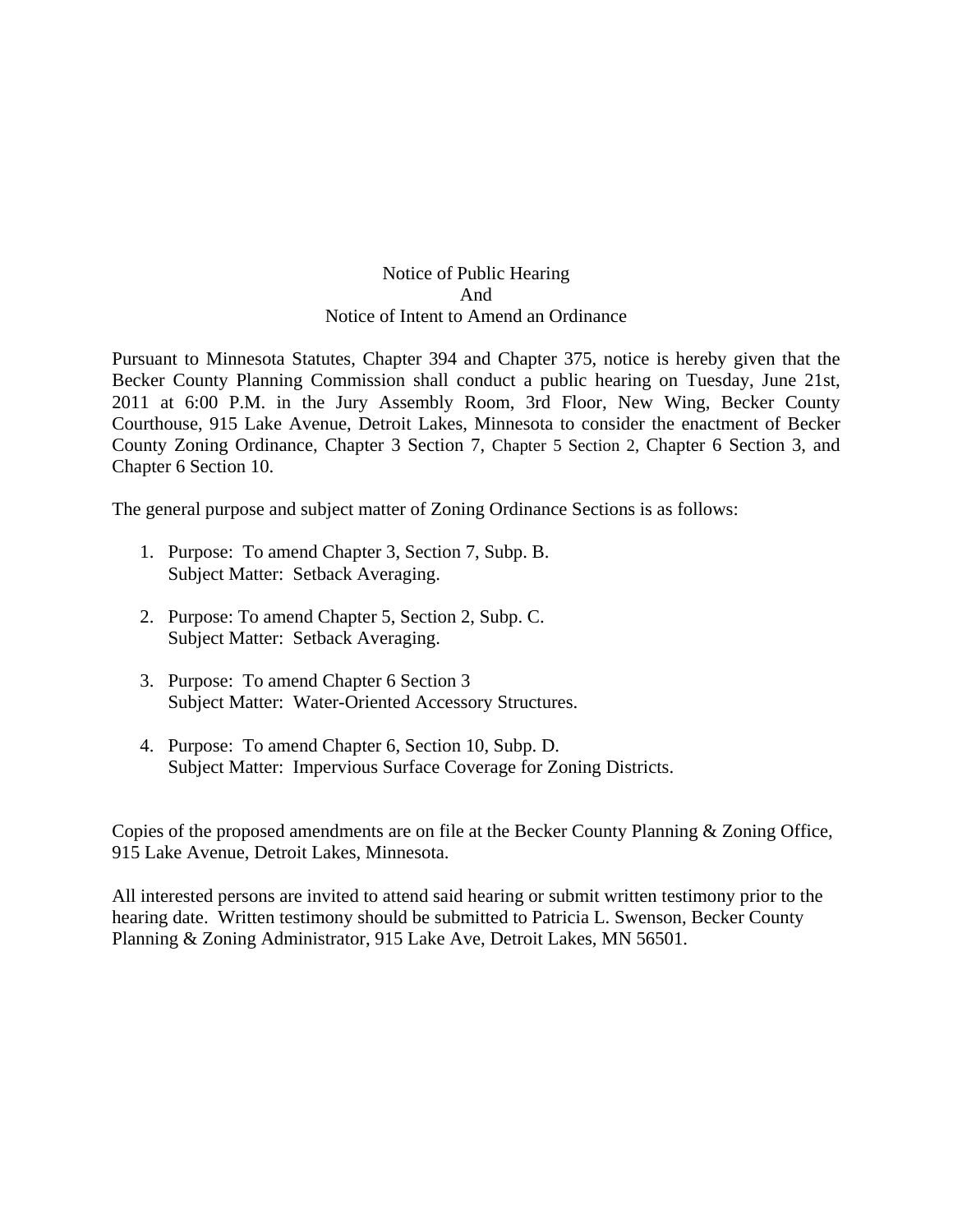# Notice of Public Hearing
# And
# Notice of Intent to Amend an Ordinance

Pursuant to Minnesota Statutes, Chapter 394 and Chapter 375, notice is hereby given that the Becker County Planning Commission shall conduct a public hearing on Tuesday, June 21st, 2011 at 6:00 P.M. in the Jury Assembly Room, 3rd Floor, New Wing, Becker County Courthouse, 915 Lake Avenue, Detroit Lakes, Minnesota to consider the enactment of Becker County Zoning Ordinance, Chapter 3 Section 7, Chapter 5 Section 2, Chapter 6 Section 3, and Chapter 6 Section 10.

The general purpose and subject matter of Zoning Ordinance Sections is as follows:

1. Purpose: To amend Chapter 3, Section 7, Subp. B.
   Subject Matter: Setback Averaging.

2. Purpose: To amend Chapter 5, Section 2, Subp. C.
   Subject Matter: Setback Averaging.

3. Purpose: To amend Chapter 6 Section 3
   Subject Matter: Water-Oriented Accessory Structures.

4. Purpose: To amend Chapter 6, Section 10, Subp. D.
   Subject Matter: Impervious Surface Coverage for Zoning Districts.

Copies of the proposed amendments are on file at the Becker County Planning & Zoning Office, 915 Lake Avenue, Detroit Lakes, Minnesota.

All interested persons are invited to attend said hearing or submit written testimony prior to the hearing date. Written testimony should be submitted to Patricia L. Swenson, Becker County Planning & Zoning Administrator, 915 Lake Ave, Detroit Lakes, MN 56501.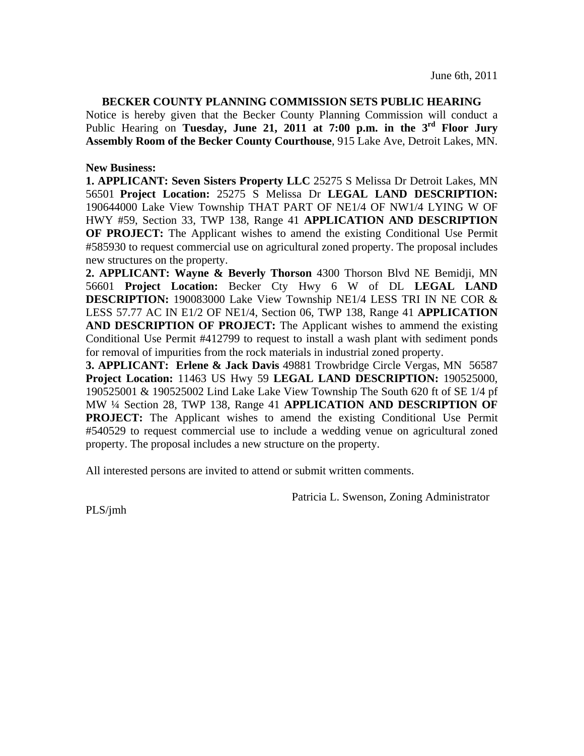June 6th, 2011

**BECKER COUNTY PLANNING COMMISSION SETS PUBLIC HEARING**

Notice is hereby given that the Becker County Planning Commission will conduct a Public Hearing on **Tuesday, June 21, 2011 at 7:00 p.m. in the 3rd Floor Jury Assembly Room of the Becker County Courthouse**, 915 Lake Ave, Detroit Lakes, MN.

**New Business:**

**1. APPLICANT: Seven Sisters Property LLC** 25275 S Melissa Dr Detroit Lakes, MN 56501 **Project Location:** 25275 S Melissa Dr **LEGAL LAND DESCRIPTION:** 190644000 Lake View Township THAT PART OF NE1/4 OF NW1/4 LYING W OF HWY #59, Section 33, TWP 138, Range 41 **APPLICATION AND DESCRIPTION OF PROJECT:** The Applicant wishes to amend the existing Conditional Use Permit #585930 to request commercial use on agricultural zoned property. The proposal includes new structures on the property.

**2. APPLICANT: Wayne & Beverly Thorson** 4300 Thorson Blvd NE Bemidji, MN 56601 **Project Location:** Becker Cty Hwy 6 W of DL **LEGAL LAND DESCRIPTION:** 190083000 Lake View Township NE1/4 LESS TRI IN NE COR & LESS 57.77 AC IN E1/2 OF NE1/4, Section 06, TWP 138, Range 41 **APPLICATION AND DESCRIPTION OF PROJECT:** The Applicant wishes to ammend the existing Conditional Use Permit #412799 to request to install a wash plant with sediment ponds for removal of impurities from the rock materials in industrial zoned property.

**3. APPLICANT: Erlene & Jack Davis** 49881 Trowbridge Circle Vergas, MN 56587 **Project Location:** 11463 US Hwy 59 **LEGAL LAND DESCRIPTION:** 190525000, 190525001 & 190525002 Lind Lake Lake View Township The South 620 ft of SE 1/4 pf MW ¼ Section 28, TWP 138, Range 41 **APPLICATION AND DESCRIPTION OF PROJECT:** The Applicant wishes to amend the existing Conditional Use Permit #540529 to request commercial use to include a wedding venue on agricultural zoned property. The proposal includes a new structure on the property.

All interested persons are invited to attend or submit written comments.

Patricia L. Swenson, Zoning Administrator

PLS/jmh